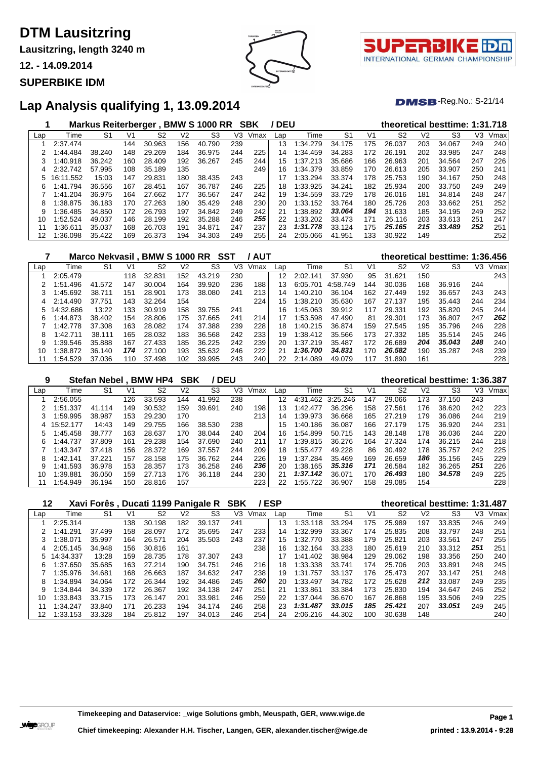# DTM Lausitzring

**Lausitzring, length 3240 m**

**12. - 14.09.2014**

**SUPERBIKE IDM**

## Lap Analysis qualifying 1, 13.09.2014

DMSB-Reg.No.: S-21/14

### 1 Markus Reiterberger , BMW S 1000 RR SBK / DEU — theoretical besttime: 1:31.718

| Lap | Time | S1 | V1 | S2 | V2 | S3 | V3 | Vmax | Lap | Time | S1 | V1 | S2 | V2 | S3 | V3 | Vmax |
|---|---|---|---|---|---|---|---|---|---|---|---|---|---|---|---|---|---|
| 1 | 2:37.474 | | 144 | 30.963 | 156 | 40.790 | 239 | | 13 | 1:34.279 | 34.175 | 175 | 26.037 | 203 | 34.067 | 249 | 240 |
| 2 | 1:44.484 | 38.240 | 148 | 29.269 | 184 | 36.975 | 244 | 225 | 14 | 1:34.459 | 34.283 | 172 | 26.191 | 202 | 33.985 | 247 | 248 |
| 3 | 1:40.918 | 36.242 | 160 | 28.409 | 192 | 36.267 | 245 | 244 | 15 | 1:37.213 | 35.686 | 166 | 26.963 | 201 | 34.564 | 247 | 226 |
| 4 | 2:32.742 | 57.995 | 108 | 35.189 | 135 | | | 249 | 16 | 1:34.379 | 33.859 | 170 | 26.613 | 205 | 33.907 | 250 | 241 |
| 5 | 16:11.552 | 15:03 | 147 | 29.831 | 180 | 38.435 | 243 | | 17 | 1:33.294 | 33.374 | 178 | 25.753 | 190 | 34.167 | 250 | 248 |
| 6 | 1:41.794 | 36.556 | 167 | 28.451 | 167 | 36.787 | 246 | 225 | 18 | 1:33.925 | 34.241 | 182 | 25.934 | 200 | 33.750 | 249 | 249 |
| 7 | 1:41.204 | 36.975 | 164 | 27.662 | 177 | 36.567 | 247 | 242 | 19 | 1:34.559 | 33.729 | 178 | 26.016 | 181 | 34.814 | 248 | 247 |
| 8 | 1:38.875 | 36.183 | 170 | 27.263 | 180 | 35.429 | 248 | 230 | 20 | 1:33.152 | 33.764 | 180 | 25.726 | 203 | 33.662 | 251 | 252 |
| 9 | 1:36.485 | 34.850 | 172 | 26.793 | 197 | 34.842 | 249 | 242 | 21 | 1:38.892 | ***33.064*** | ***194*** | 31.633 | 185 | 34.195 | 249 | 252 |
| 10 | 1:52.524 | 49.037 | 146 | 28.199 | 192 | 35.288 | 246 | ***255*** | 22 | 1:33.202 | 33.473 | 171 | 26.116 | 203 | 33.613 | 251 | 247 |
| 11 | 1:36.611 | 35.037 | 168 | 26.703 | 191 | 34.871 | 247 | 237 | 23 | ***1:31.778*** | 33.124 | 175 | ***25.165*** | ***215*** | ***33.489*** | ***252*** | 251 |
| 12 | 1:36.098 | 35.422 | 169 | 26.373 | 194 | 34.303 | 249 | 255 | 24 | 2:05.066 | 41.951 | 133 | 30.922 | 149 | | | 252 |

### 7 Marco Nekvasil , BMW S 1000 RR SST / AUT — theoretical besttime: 1:36.456

| Lap | Time | S1 | V1 | S2 | V2 | S3 | V3 | Vmax | Lap | Time | S1 | V1 | S2 | V2 | S3 | V3 | Vmax |
|---|---|---|---|---|---|---|---|---|---|---|---|---|---|---|---|---|---|
| 1 | 2:05.479 | | 118 | 32.831 | 152 | 43.219 | 230 | | 12 | 2:02.141 | 37.930 | 95 | 31.621 | 150 | | | 243 |
| 2 | 1:51.496 | 41.572 | 147 | 30.004 | 164 | 39.920 | 236 | 188 | 13 | 6:05.701 | 4:58.749 | 144 | 30.036 | 168 | 36.916 | 244 | |
| 3 | 1:45.692 | 38.711 | 151 | 28.901 | 173 | 38.080 | 241 | 213 | 14 | 1:40.210 | 36.104 | 162 | 27.449 | 192 | 36.657 | 243 | 243 |
| 4 | 2:14.490 | 37.751 | 143 | 32.264 | 154 | | | 224 | 15 | 1:38.210 | 35.630 | 167 | 27.137 | 195 | 35.443 | 244 | 234 |
| 5 | 14:32.686 | 13:22 | 133 | 30.919 | 158 | 39.755 | 241 | | 16 | 1:45.063 | 39.912 | 117 | 29.331 | 192 | 35.820 | 245 | 244 |
| 6 | 1:44.873 | 38.402 | 154 | 28.806 | 175 | 37.665 | 241 | 214 | 17 | 1:53.598 | 47.490 | 81 | 29.301 | 173 | 36.807 | 247 | ***262*** |
| 7 | 1:42.778 | 37.308 | 163 | 28.082 | 174 | 37.388 | 239 | 228 | 18 | 1:40.215 | 36.874 | 159 | 27.545 | 195 | 35.796 | 246 | 228 |
| 8 | 1:42.711 | 38.111 | 165 | 28.032 | 183 | 36.568 | 242 | 233 | 19 | 1:38.412 | 35.566 | 173 | 27.332 | 185 | 35.514 | 245 | 246 |
| 9 | 1:39.546 | 35.888 | 167 | 27.433 | 185 | 36.225 | 242 | 239 | 20 | 1:37.219 | 35.487 | 172 | 26.689 | ***204*** | ***35.043*** | ***248*** | 240 |
| 10 | 1:38.872 | 36.140 | ***174*** | 27.100 | 193 | 35.632 | 246 | 222 | 21 | ***1:36.700*** | ***34.831*** | 170 | ***26.582*** | 190 | 35.287 | 248 | 239 |
| 11 | 1:54.529 | 37.036 | 110 | 37.498 | 102 | 39.995 | 243 | 240 | 22 | 2:14.089 | 49.079 | 117 | 31.890 | 161 | | | 228 |

### 9 Stefan Nebel , BMW HP4 SBK / DEU — theoretical besttime: 1:36.387

| Lap | Time | S1 | V1 | S2 | V2 | S3 | V3 | Vmax | Lap | Time | S1 | V1 | S2 | V2 | S3 | V3 | Vmax |
|---|---|---|---|---|---|---|---|---|---|---|---|---|---|---|---|---|---|
| 1 | 2:56.055 | | 126 | 33.593 | 144 | 41.992 | 238 | | 12 | 4:31.462 | 3:25.246 | 147 | 29.066 | 173 | 37.150 | 243 | |
| 2 | 1:51.337 | 41.114 | 149 | 30.532 | 159 | 39.691 | 240 | 198 | 13 | 1:42.477 | 36.296 | 158 | 27.561 | 176 | 38.620 | 242 | 223 |
| 3 | 1:59.995 | 38.987 | 153 | 29.230 | 170 | | | 213 | 14 | 1:39.973 | 36.668 | 165 | 27.219 | 179 | 36.086 | 244 | 219 |
| 4 | 15:52.177 | 14:43 | 149 | 29.755 | 166 | 38.530 | 238 | | 15 | 1:40.186 | 36.087 | 166 | 27.179 | 175 | 36.920 | 244 | 231 |
| 5 | 1:45.458 | 38.777 | 163 | 28.637 | 170 | 38.044 | 240 | 204 | 16 | 1:54.899 | 50.715 | 143 | 28.148 | 178 | 36.036 | 244 | 220 |
| 6 | 1:44.737 | 37.809 | 161 | 29.238 | 154 | 37.690 | 240 | 211 | 17 | 1:39.815 | 36.276 | 164 | 27.324 | 174 | 36.215 | 244 | 218 |
| 7 | 1:43.347 | 37.418 | 156 | 28.372 | 169 | 37.557 | 244 | 209 | 18 | 1:55.477 | 49.228 | 86 | 30.492 | 178 | 35.757 | 242 | 225 |
| 8 | 1:42.141 | 37.221 | 157 | 28.158 | 175 | 36.762 | 244 | 226 | 19 | 1:37.284 | 35.469 | 169 | 26.659 | ***186*** | 35.156 | 245 | 229 |
| 9 | 1:41.593 | 36.978 | 153 | 28.357 | 173 | 36.258 | 246 | ***236*** | 20 | 1:38.165 | ***35.316*** | ***171*** | 26.584 | 182 | 36.265 | ***251*** | 226 |
| 10 | 1:39.881 | 36.050 | 159 | 27.713 | 176 | 36.118 | 244 | 230 | 21 | ***1:37.142*** | 36.071 | 170 | ***26.493*** | 180 | ***34.578*** | 249 | 225 |
| 11 | 1:54.949 | 36.194 | 150 | 28.816 | 157 | | | 223 | 22 | 1:55.722 | 36.907 | 158 | 29.085 | 154 | | | 228 |

### 12 Xavi Forês , Ducati 1199 Panigale R SBK / ESP — theoretical besttime: 1:31.487

| Lap | Time | S1 | V1 | S2 | V2 | S3 | V3 | Vmax | Lap | Time | S1 | V1 | S2 | V2 | S3 | V3 | Vmax |
|---|---|---|---|---|---|---|---|---|---|---|---|---|---|---|---|---|---|
| 1 | 2:25.314 | | 138 | 30.198 | 182 | 39.137 | 241 | | 13 | 1:33.118 | 33.294 | 175 | 25.989 | 197 | 33.835 | 246 | 249 |
| 2 | 1:41.291 | 37.499 | 158 | 28.097 | 172 | 35.695 | 247 | 233 | 14 | 1:32.999 | 33.367 | 174 | 25.835 | 208 | 33.797 | 248 | 251 |
| 3 | 1:38.071 | 35.997 | 164 | 26.571 | 204 | 35.503 | 243 | 237 | 15 | 1:32.770 | 33.388 | 179 | 25.821 | 203 | 33.561 | 247 | 255 |
| 4 | 2:05.145 | 34.948 | 156 | 30.816 | 161 | | | 238 | 16 | 1:32.164 | 33.233 | 180 | 25.619 | 210 | 33.312 | ***251*** | 251 |
| 5 | 14:34.337 | 13:28 | 159 | 28.735 | 178 | 37.307 | 243 | | 17 | 1:41.402 | 38.984 | 129 | 29.062 | 198 | 33.356 | 250 | 240 |
| 6 | 1:37.650 | 35.685 | 163 | 27.214 | 190 | 34.751 | 246 | 216 | 18 | 1:33.338 | 33.741 | 174 | 25.706 | 203 | 33.891 | 248 | 245 |
| 7 | 1:35.976 | 34.681 | 168 | 26.663 | 187 | 34.632 | 247 | 238 | 19 | 1:31.757 | 33.137 | 176 | 25.473 | 207 | 33.147 | 251 | 248 |
| 8 | 1:34.894 | 34.064 | 172 | 26.344 | 192 | 34.486 | 245 | ***260*** | 20 | 1:33.497 | 34.782 | 172 | 25.628 | ***212*** | 33.087 | 249 | 235 |
| 9 | 1:34.844 | 34.339 | 172 | 26.367 | 192 | 34.138 | 247 | 251 | 21 | 1:33.861 | 33.384 | 173 | 25.830 | 194 | 34.647 | 246 | 252 |
| 10 | 1:33.843 | 33.715 | 173 | 26.147 | 201 | 33.981 | 246 | 259 | 22 | 1:37.044 | 36.670 | 167 | 26.868 | 195 | 33.506 | 249 | 225 |
| 11 | 1:34.247 | 33.840 | 171 | 26.233 | 194 | 34.174 | 246 | 258 | 23 | ***1:31.487*** | ***33.015*** | ***185*** | ***25.421*** | 207 | ***33.051*** | 249 | 245 |
| 12 | 1:33.153 | 33.328 | 184 | 25.812 | 197 | 34.013 | 246 | 254 | 24 | 2:06.216 | 44.302 | 100 | 30.638 | 148 | | | 240 |

**Timekeeping and Dataservice: _wige Solutions gmbh, Meuspath, GER, www.wige.de**

**Chief timekeeping: Alexander H.H. Tischer, Langen, GER, alexander.tischer@wige.de**

**printed : 13.9.2014 - 9:28**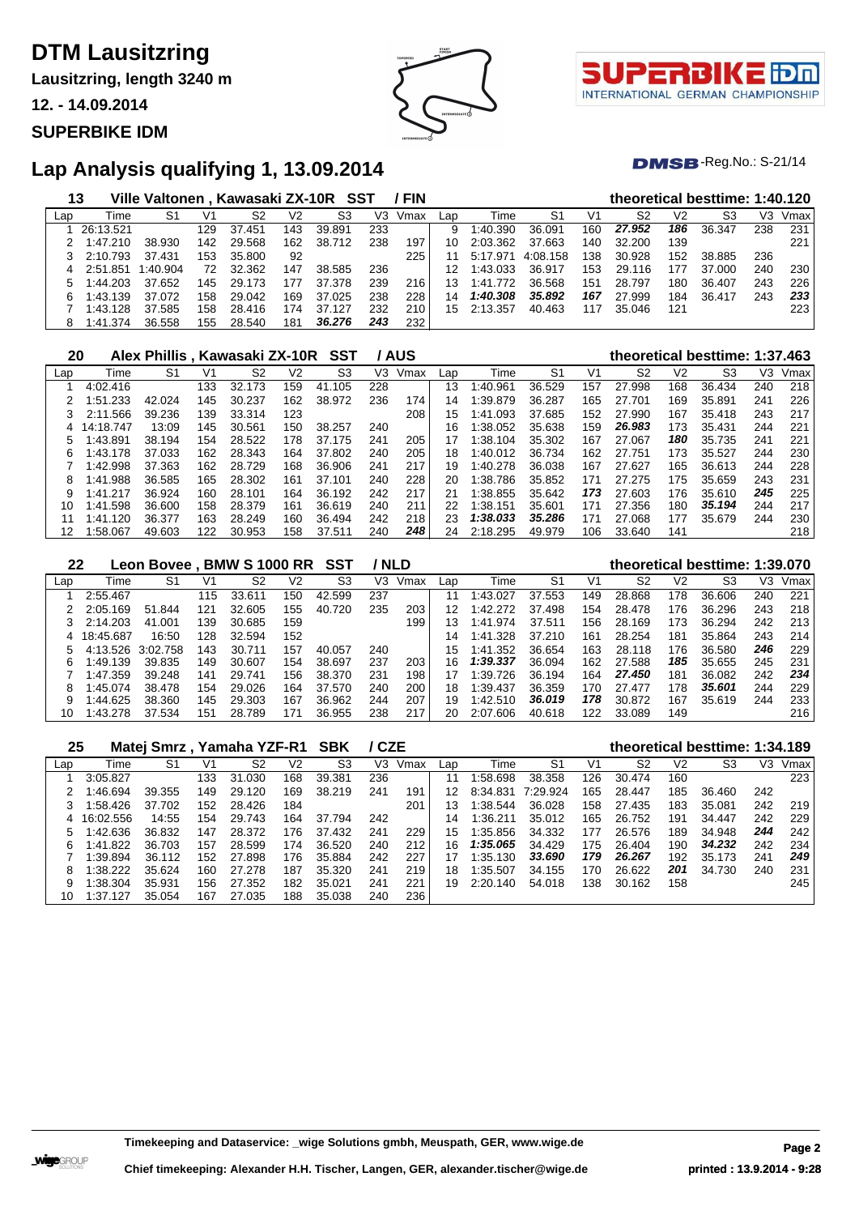# DTM Lausitzring

**Lausitzring, length 3240 m**

**12. - 14.09.2014**

**SUPERBIKE IDM**

## Lap Analysis qualifying 1, 13.09.2014

DMSB-Reg.No.: S-21/14

### 13 Ville Valtonen , Kawasaki ZX-10R SST / FIN — theoretical besttime: 1:40.120

| Lap | Time | S1 | V1 | S2 | V2 | S3 | V3 | Vmax | Lap | Time | S1 | V1 | S2 | V2 | S3 | V3 | Vmax |
|---|---|---|---|---|---|---|---|---|---|---|---|---|---|---|---|---|---|
| 1 | 26:13.521 | | 129 | 37.451 | 143 | 39.891 | 233 | | 9 | 1:40.390 | 36.091 | 160 | ***27.952*** | ***186*** | 36.347 | 238 | 231 |
| 2 | 1:47.210 | 38.930 | 142 | 29.568 | 162 | 38.712 | 238 | 197 | 10 | 2:03.362 | 37.663 | 140 | 32.200 | 139 | | | 221 |
| 3 | 2:10.793 | 37.431 | 153 | 35.800 | 92 | | | 225 | 11 | 5:17.971 | 4:08.158 | 138 | 30.928 | 152 | 38.885 | 236 | |
| 4 | 2:51.851 | 1:40.904 | 72 | 32.362 | 147 | 38.585 | 236 | | 12 | 1:43.033 | 36.917 | 153 | 29.116 | 177 | 37.000 | 240 | 230 |
| 5 | 1:44.203 | 37.652 | 145 | 29.173 | 177 | 37.378 | 239 | 216 | 13 | 1:41.772 | 36.568 | 151 | 28.797 | 180 | 36.407 | 243 | 226 |
| 6 | 1:43.139 | 37.072 | 158 | 29.042 | 169 | 37.025 | 238 | 228 | 14 | ***1:40.308*** | ***35.892*** | ***167*** | 27.999 | 184 | 36.417 | 243 | ***233*** |
| 7 | 1:43.128 | 37.585 | 158 | 28.416 | 174 | 37.127 | 232 | 210 | 15 | 2:13.357 | 40.463 | 117 | 35.046 | 121 | | | 223 |
| 8 | 1:41.374 | 36.558 | 155 | 28.540 | 181 | ***36.276*** | ***243*** | 232 | | | | | | | | | |

### 20 Alex Phillis , Kawasaki ZX-10R SST / AUS — theoretical besttime: 1:37.463

| Lap | Time | S1 | V1 | S2 | V2 | S3 | V3 | Vmax | Lap | Time | S1 | V1 | S2 | V2 | S3 | V3 | Vmax |
|---|---|---|---|---|---|---|---|---|---|---|---|---|---|---|---|---|---|
| 1 | 4:02.416 | | 133 | 32.173 | 159 | 41.105 | 228 | | 13 | 1:40.961 | 36.529 | 157 | 27.998 | 168 | 36.434 | 240 | 218 |
| 2 | 1:51.233 | 42.024 | 145 | 30.237 | 162 | 38.972 | 236 | 174 | 14 | 1:39.879 | 36.287 | 165 | 27.701 | 169 | 35.891 | 241 | 226 |
| 3 | 2:11.566 | 39.236 | 139 | 33.314 | 123 | | | 208 | 15 | 1:41.093 | 37.685 | 152 | 27.990 | 167 | 35.418 | 243 | 217 |
| 4 | 14:18.747 | 13:09 | 145 | 30.561 | 150 | 38.257 | 240 | | 16 | 1:38.052 | 35.638 | 159 | ***26.983*** | 173 | 35.431 | 244 | 221 |
| 5 | 1:43.891 | 38.194 | 154 | 28.522 | 178 | 37.175 | 241 | 205 | 17 | 1:38.104 | 35.302 | 167 | 27.067 | ***180*** | 35.735 | 241 | 221 |
| 6 | 1:43.178 | 37.033 | 162 | 28.343 | 164 | 37.802 | 240 | 205 | 18 | 1:40.012 | 36.734 | 162 | 27.751 | 173 | 35.527 | 244 | 230 |
| 7 | 1:42.998 | 37.363 | 162 | 28.729 | 168 | 36.906 | 241 | 217 | 19 | 1:40.278 | 36.038 | 167 | 27.627 | 165 | 36.613 | 244 | 228 |
| 8 | 1:41.988 | 36.585 | 165 | 28.302 | 161 | 37.101 | 240 | 228 | 20 | 1:38.786 | 35.852 | 171 | 27.275 | 175 | 35.659 | 243 | 231 |
| 9 | 1:41.217 | 36.924 | 160 | 28.101 | 164 | 36.192 | 242 | 217 | 21 | 1:38.855 | 35.642 | ***173*** | 27.603 | 176 | 35.610 | ***245*** | 225 |
| 10 | 1:41.598 | 36.600 | 158 | 28.379 | 161 | 36.619 | 240 | 211 | 22 | 1:38.151 | 35.601 | 171 | 27.356 | 180 | ***35.194*** | 244 | 217 |
| 11 | 1:41.120 | 36.377 | 163 | 28.249 | 160 | 36.494 | 242 | 218 | 23 | ***1:38.033*** | ***35.286*** | 171 | 27.068 | 177 | 35.679 | 244 | 230 |
| 12 | 1:58.067 | 49.603 | 122 | 30.953 | 158 | 37.511 | 240 | ***248*** | 24 | 2:18.295 | 49.979 | 106 | 33.640 | 141 | | | 218 |

### 22 Leon Bovee , BMW S 1000 RR SST / NLD — theoretical besttime: 1:39.070

| Lap | Time | S1 | V1 | S2 | V2 | S3 | V3 | Vmax | Lap | Time | S1 | V1 | S2 | V2 | S3 | V3 | Vmax |
|---|---|---|---|---|---|---|---|---|---|---|---|---|---|---|---|---|---|
| 1 | 2:55.467 | | 115 | 33.611 | 150 | 42.599 | 237 | | 11 | 1:43.027 | 37.553 | 149 | 28.868 | 178 | 36.606 | 240 | 221 |
| 2 | 2:05.169 | 51.844 | 121 | 32.605 | 155 | 40.720 | 235 | 203 | 12 | 1:42.272 | 37.498 | 154 | 28.478 | 176 | 36.296 | 243 | 218 |
| 3 | 2:14.203 | 41.001 | 139 | 30.685 | 159 | | | 199 | 13 | 1:41.974 | 37.511 | 156 | 28.169 | 173 | 36.294 | 242 | 213 |
| 4 | 18:45.687 | 16:50 | 128 | 32.594 | 152 | | | | 14 | 1:41.328 | 37.210 | 161 | 28.254 | 181 | 35.864 | 243 | 214 |
| 5 | 4:13.526 | 3:02.758 | 143 | 30.711 | 157 | 40.057 | 240 | | 15 | 1:41.352 | 36.654 | 163 | 28.118 | 176 | 36.580 | ***246*** | 229 |
| 6 | 1:49.139 | 39.835 | 149 | 30.607 | 154 | 38.697 | 237 | 203 | 16 | ***1:39.337*** | 36.094 | 162 | 27.588 | ***185*** | 35.655 | 245 | 231 |
| 7 | 1:47.359 | 39.248 | 141 | 29.741 | 156 | 38.370 | 231 | 198 | 17 | 1:39.726 | 36.194 | 164 | ***27.450*** | 181 | 36.082 | 242 | ***234*** |
| 8 | 1:45.074 | 38.478 | 154 | 29.026 | 164 | 37.570 | 240 | 200 | 18 | 1:39.437 | 36.359 | 170 | 27.477 | 178 | ***35.601*** | 244 | 229 |
| 9 | 1:44.625 | 38.360 | 145 | 29.303 | 167 | 36.962 | 244 | 207 | 19 | 1:42.510 | ***36.019*** | ***178*** | 30.872 | 167 | 35.619 | 244 | 233 |
| 10 | 1:43.278 | 37.534 | 151 | 28.789 | 171 | 36.955 | 238 | 217 | 20 | 2:07.606 | 40.618 | 122 | 33.089 | 149 | | | 216 |

### 25 Matej Smrz , Yamaha YZF-R1 SBK / CZE — theoretical besttime: 1:34.189

| Lap | Time | S1 | V1 | S2 | V2 | S3 | V3 | Vmax | Lap | Time | S1 | V1 | S2 | V2 | S3 | V3 | Vmax |
|---|---|---|---|---|---|---|---|---|---|---|---|---|---|---|---|---|---|
| 1 | 3:05.827 | | 133 | 31.030 | 168 | 39.381 | 236 | | 11 | 1:58.698 | 38.358 | 126 | 30.474 | 160 | | | 223 |
| 2 | 1:46.694 | 39.355 | 149 | 29.120 | 169 | 38.219 | 241 | 191 | 12 | 8:34.831 | 7:29.924 | 165 | 28.447 | 185 | 36.460 | 242 | |
| 3 | 1:58.426 | 37.702 | 152 | 28.426 | 184 | | | 201 | 13 | 1:38.544 | 36.028 | 158 | 27.435 | 183 | 35.081 | 242 | 219 |
| 4 | 16:02.556 | 14:55 | 154 | 29.743 | 164 | 37.794 | 242 | | 14 | 1:36.211 | 35.012 | 165 | 26.752 | 191 | 34.447 | 242 | 229 |
| 5 | 1:42.636 | 36.832 | 147 | 28.372 | 176 | 37.432 | 241 | 229 | 15 | 1:35.856 | 34.332 | 177 | 26.576 | 189 | 34.948 | ***244*** | 242 |
| 6 | 1:41.822 | 36.703 | 157 | 28.599 | 174 | 36.520 | 240 | 212 | 16 | ***1:35.065*** | 34.429 | 175 | 26.404 | 190 | ***34.232*** | 242 | 234 |
| 7 | 1:39.894 | 36.112 | 152 | 27.898 | 176 | 35.884 | 242 | 227 | 17 | 1:35.130 | ***33.690*** | ***179*** | ***26.267*** | 192 | 35.173 | 241 | ***249*** |
| 8 | 1:38.222 | 35.624 | 160 | 27.278 | 187 | 35.320 | 241 | 219 | 18 | 1:35.507 | 34.155 | 170 | 26.622 | ***201*** | 34.730 | 240 | 231 |
| 9 | 1:38.304 | 35.931 | 156 | 27.352 | 182 | 35.021 | 241 | 221 | 19 | 2:20.140 | 54.018 | 138 | 30.162 | 158 | | | 245 |
| 10 | 1:37.127 | 35.054 | 167 | 27.035 | 188 | 35.038 | 240 | 236 | | | | | | | | | |

**Timekeeping and Dataservice: _wige Solutions gmbh, Meuspath, GER, www.wige.de**

**Chief timekeeping: Alexander H.H. Tischer, Langen, GER, alexander.tischer@wige.de**

**printed : 13.9.2014 - 9:28**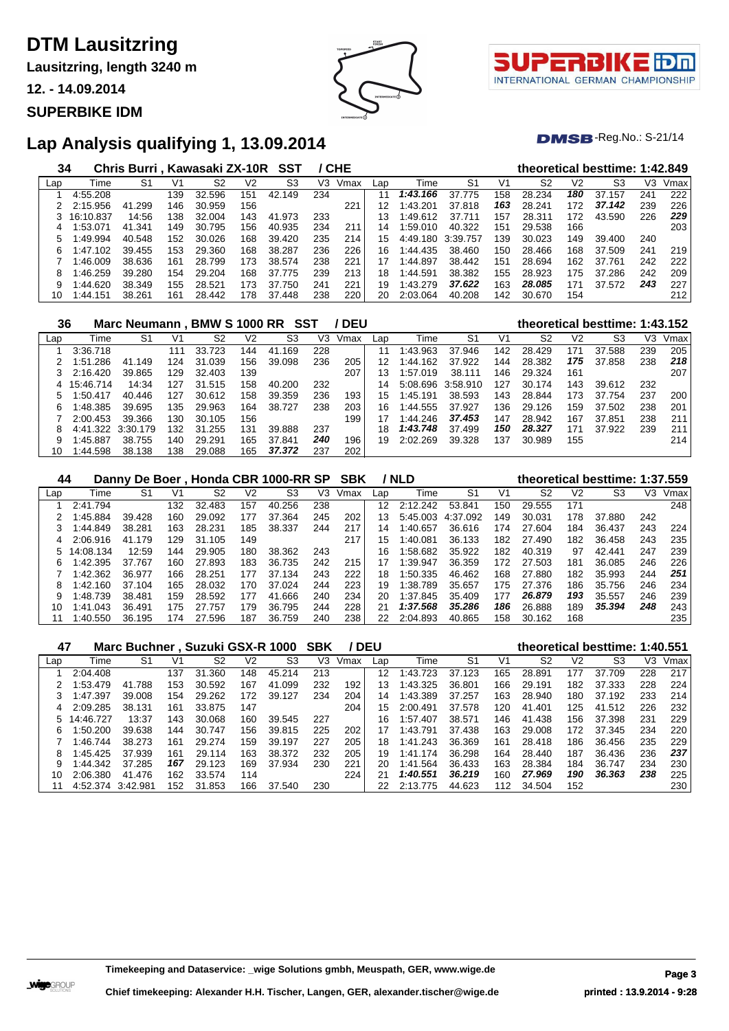# DTM Lausitzring

**Lausitzring, length 3240 m**

**12. - 14.09.2014**

**SUPERBIKE IDM**

## Lap Analysis qualifying 1, 13.09.2014

DMSB-Reg.No.: S-21/14

### 34 Chris Burri , Kawasaki ZX-10R SST / CHE — theoretical besttime: 1:42.849

| Lap | Time | S1 | V1 | S2 | V2 | S3 | V3 | Vmax | Lap | Time | S1 | V1 | S2 | V2 | S3 | V3 | Vmax |
|---|---|---|---|---|---|---|---|---|---|---|---|---|---|---|---|---|---|
| 1 | 4:55.208 | | 139 | 32.596 | 151 | 42.149 | 234 | | 11 | ***1:43.166*** | 37.775 | 158 | 28.234 | ***180*** | 37.157 | 241 | 222 |
| 2 | 2:15.956 | 41.299 | 146 | 30.959 | 156 | | | 221 | 12 | 1:43.201 | 37.818 | ***163*** | 28.241 | 172 | ***37.142*** | 239 | 226 |
| 3 | 16:10.837 | 14:56 | 138 | 32.004 | 143 | 41.973 | 233 | | 13 | 1:49.612 | 37.711 | 157 | 28.311 | 172 | 43.590 | 226 | ***229*** |
| 4 | 1:53.071 | 41.341 | 149 | 30.795 | 156 | 40.935 | 234 | 211 | 14 | 1:59.010 | 40.322 | 151 | 29.538 | 166 | | | 203 |
| 5 | 1:49.994 | 40.548 | 152 | 30.026 | 168 | 39.420 | 235 | 214 | 15 | 4:49.180 | 3:39.757 | 139 | 30.023 | 149 | 39.400 | 240 | |
| 6 | 1:47.102 | 39.455 | 153 | 29.360 | 168 | 38.287 | 236 | 226 | 16 | 1:44.435 | 38.460 | 150 | 28.466 | 168 | 37.509 | 241 | 219 |
| 7 | 1:46.009 | 38.636 | 161 | 28.799 | 173 | 38.574 | 238 | 221 | 17 | 1:44.897 | 38.442 | 151 | 28.694 | 162 | 37.761 | 242 | 222 |
| 8 | 1:46.259 | 39.280 | 154 | 29.204 | 168 | 37.775 | 239 | 213 | 18 | 1:44.591 | 38.382 | 155 | 28.923 | 175 | 37.286 | 242 | 209 |
| 9 | 1:44.620 | 38.349 | 155 | 28.521 | 173 | 37.750 | 241 | 221 | 19 | 1:43.279 | ***37.622*** | 163 | ***28.085*** | 171 | 37.572 | ***243*** | 227 |
| 10 | 1:44.151 | 38.261 | 161 | 28.442 | 178 | 37.448 | 238 | 220 | 20 | 2:03.064 | 40.208 | 142 | 30.670 | 154 | | | 212 |

### 36 Marc Neumann , BMW S 1000 RR SST / DEU — theoretical besttime: 1:43.152

| Lap | Time | S1 | V1 | S2 | V2 | S3 | V3 | Vmax | Lap | Time | S1 | V1 | S2 | V2 | S3 | V3 | Vmax |
|---|---|---|---|---|---|---|---|---|---|---|---|---|---|---|---|---|---|
| 1 | 3:36.718 | | 111 | 33.723 | 144 | 41.169 | 228 | | 11 | 1:43.963 | 37.946 | 142 | 28.429 | 171 | 37.588 | 239 | 205 |
| 2 | 1:51.286 | 41.149 | 124 | 31.039 | 156 | 39.098 | 236 | 205 | 12 | 1:44.162 | 37.922 | 144 | 28.382 | ***175*** | 37.858 | 238 | ***218*** |
| 3 | 2:16.420 | 39.865 | 129 | 32.403 | 139 | | | 207 | 13 | 1:57.019 | 38.111 | 146 | 29.324 | 161 | | | 207 |
| 4 | 15:46.714 | 14:34 | 127 | 31.515 | 158 | 40.200 | 232 | | 14 | 5:08.696 | 3:58.910 | 127 | 30.174 | 143 | 39.612 | 232 | |
| 5 | 1:50.417 | 40.446 | 127 | 30.612 | 158 | 39.359 | 236 | 193 | 15 | 1:45.191 | 38.593 | 143 | 28.844 | 173 | 37.754 | 237 | 200 |
| 6 | 1:48.385 | 39.695 | 135 | 29.963 | 164 | 38.727 | 238 | 203 | 16 | 1:44.555 | 37.927 | 136 | 29.126 | 159 | 37.502 | 238 | 201 |
| 7 | 2:00.453 | 39.366 | 130 | 30.105 | 156 | | | 199 | 17 | 1:44.246 | ***37.453*** | 147 | 28.942 | 167 | 37.851 | 238 | 211 |
| 8 | 4:41.322 | 3:30.179 | 132 | 31.255 | 131 | 39.888 | 237 | | 18 | ***1:43.748*** | 37.499 | ***150*** | ***28.327*** | 171 | 37.922 | 239 | 211 |
| 9 | 1:45.887 | 38.755 | 140 | 29.291 | 165 | 37.841 | ***240*** | 196 | 19 | 2:02.269 | 39.328 | 137 | 30.989 | 155 | | | 214 |
| 10 | 1:44.598 | 38.138 | 138 | 29.088 | 165 | ***37.372*** | 237 | 202 | | | | | | | | | |

### 44 Danny De Boer , Honda CBR 1000-RR SP SBK / NLD — theoretical besttime: 1:37.559

| Lap | Time | S1 | V1 | S2 | V2 | S3 | V3 | Vmax | Lap | Time | S1 | V1 | S2 | V2 | S3 | V3 | Vmax |
|---|---|---|---|---|---|---|---|---|---|---|---|---|---|---|---|---|---|
| 1 | 2:41.794 | | 132 | 32.483 | 157 | 40.256 | 238 | | 12 | 2:12.242 | 53.841 | 150 | 29.555 | 171 | | | 248 |
| 2 | 1:45.884 | 39.428 | 160 | 29.092 | 177 | 37.364 | 245 | 202 | 13 | 5:45.003 | 4:37.092 | 149 | 30.031 | 178 | 37.880 | 242 | |
| 3 | 1:44.849 | 38.281 | 163 | 28.231 | 185 | 38.337 | 244 | 217 | 14 | 1:40.657 | 36.616 | 174 | 27.604 | 184 | 36.437 | 243 | 224 |
| 4 | 2:06.916 | 41.179 | 129 | 31.105 | 149 | | | 217 | 15 | 1:40.081 | 36.133 | 182 | 27.490 | 182 | 36.458 | 243 | 235 |
| 5 | 14:08.134 | 12:59 | 144 | 29.905 | 180 | 38.362 | 243 | | 16 | 1:58.682 | 35.922 | 182 | 40.319 | 97 | 42.441 | 247 | 239 |
| 6 | 1:42.395 | 37.767 | 160 | 27.893 | 183 | 36.735 | 242 | 215 | 17 | 1:39.947 | 36.359 | 172 | 27.503 | 181 | 36.085 | 246 | 226 |
| 7 | 1:42.362 | 36.977 | 166 | 28.251 | 177 | 37.134 | 243 | 222 | 18 | 1:50.335 | 46.462 | 168 | 27.880 | 182 | 35.993 | 244 | ***251*** |
| 8 | 1:42.160 | 37.104 | 165 | 28.032 | 170 | 37.024 | 244 | 223 | 19 | 1:38.789 | 35.657 | 175 | 27.376 | 186 | 35.756 | 246 | 234 |
| 9 | 1:48.739 | 38.481 | 159 | 28.592 | 177 | 41.666 | 240 | 234 | 20 | 1:37.845 | 35.409 | 177 | ***26.879*** | ***193*** | 35.557 | 246 | 239 |
| 10 | 1:41.043 | 36.491 | 175 | 27.757 | 179 | 36.795 | 244 | 228 | 21 | ***1:37.568*** | ***35.286*** | ***186*** | 26.888 | 189 | ***35.394*** | ***248*** | 243 |
| 11 | 1:40.550 | 36.195 | 174 | 27.596 | 187 | 36.759 | 240 | 238 | 22 | 2:04.893 | 40.865 | 158 | 30.162 | 168 | | | 235 |

### 47 Marc Buchner , Suzuki GSX-R 1000 SBK / DEU — theoretical besttime: 1:40.551

| Lap | Time | S1 | V1 | S2 | V2 | S3 | V3 | Vmax | Lap | Time | S1 | V1 | S2 | V2 | S3 | V3 | Vmax |
|---|---|---|---|---|---|---|---|---|---|---|---|---|---|---|---|---|---|
| 1 | 2:04.408 | | 137 | 31.360 | 148 | 45.214 | 213 | | 12 | 1:43.723 | 37.123 | 165 | 28.891 | 177 | 37.709 | 228 | 217 |
| 2 | 1:53.479 | 41.788 | 153 | 30.592 | 167 | 41.099 | 232 | 192 | 13 | 1:43.325 | 36.801 | 166 | 29.191 | 182 | 37.333 | 228 | 224 |
| 3 | 1:47.397 | 39.008 | 154 | 29.262 | 172 | 39.127 | 234 | 204 | 14 | 1:43.389 | 37.257 | 163 | 28.940 | 180 | 37.192 | 233 | 214 |
| 4 | 2:09.285 | 38.131 | 161 | 33.875 | 147 | | | 204 | 15 | 2:00.491 | 37.578 | 120 | 41.401 | 125 | 41.512 | 226 | 232 |
| 5 | 14:46.727 | 13:37 | 143 | 30.068 | 160 | 39.545 | 227 | | 16 | 1:57.407 | 38.571 | 146 | 41.438 | 156 | 37.398 | 231 | 229 |
| 6 | 1:50.200 | 39.638 | 144 | 30.747 | 156 | 39.815 | 225 | 202 | 17 | 1:43.791 | 37.438 | 163 | 29.008 | 172 | 37.345 | 234 | 220 |
| 7 | 1:46.744 | 38.273 | 161 | 29.274 | 159 | 39.197 | 227 | 205 | 18 | 1:41.243 | 36.369 | 161 | 28.418 | 186 | 36.456 | 235 | 229 |
| 8 | 1:45.425 | 37.939 | 161 | 29.114 | 163 | 38.372 | 232 | 205 | 19 | 1:41.174 | 36.298 | 164 | 28.440 | 187 | 36.436 | 236 | ***237*** |
| 9 | 1:44.342 | 37.285 | ***167*** | 29.123 | 169 | 37.934 | 230 | 221 | 20 | 1:41.564 | 36.433 | 163 | 28.384 | 184 | 36.747 | 234 | 230 |
| 10 | 2:06.380 | 41.476 | 162 | 33.574 | 114 | | | 224 | 21 | ***1:40.551*** | ***36.219*** | 160 | ***27.969*** | ***190*** | ***36.363*** | ***238*** | 225 |
| 11 | 4:52.374 | 3:42.981 | 152 | 31.853 | 166 | 37.540 | 230 | | 22 | 2:13.775 | 44.623 | 112 | 34.504 | 152 | | | 230 |

**Timekeeping and Dataservice: _wige Solutions gmbh, Meuspath, GER, www.wige.de**

**Chief timekeeping: Alexander H.H. Tischer, Langen, GER, alexander.tischer@wige.de** — **printed : 13.9.2014 - 9:28**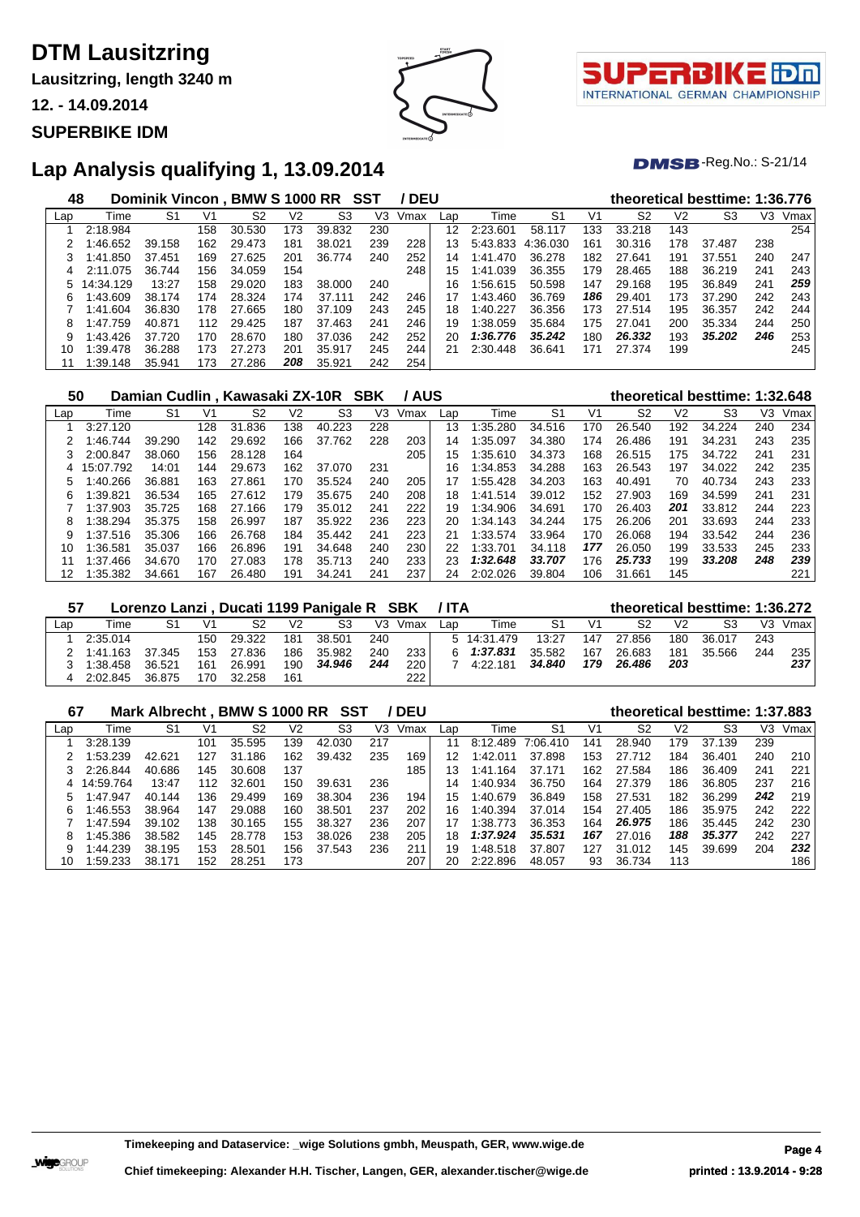# DTM Lausitzring

**Lausitzring, length 3240 m**

**12. - 14.09.2014**

**SUPERBIKE IDM**

## Lap Analysis qualifying 1, 13.09.2014

DMSB-Reg.No.: S-21/14

### 48 Dominik Vincon , BMW S 1000 RR SST / DEU — theoretical besttime: 1:36.776

| Lap | Time | S1 | V1 | S2 | V2 | S3 | V3 | Vmax | Lap | Time | S1 | V1 | S2 | V2 | S3 | V3 | Vmax |
|---|---|---|---|---|---|---|---|---|---|---|---|---|---|---|---|---|---|
| 1 | 2:18.984 | | 158 | 30.530 | 173 | 39.832 | 230 | | 12 | 2:23.601 | 58.117 | 133 | 33.218 | 143 | | | 254 |
| 2 | 1:46.652 | 39.158 | 162 | 29.473 | 181 | 38.021 | 239 | 228 | 13 | 5:43.833 | 4:36.030 | 161 | 30.316 | 178 | 37.487 | 238 | |
| 3 | 1:41.850 | 37.451 | 169 | 27.625 | 201 | 36.774 | 240 | 252 | 14 | 1:41.470 | 36.278 | 182 | 27.641 | 191 | 37.551 | 240 | 247 |
| 4 | 2:11.075 | 36.744 | 156 | 34.059 | 154 | | | 248 | 15 | 1:41.039 | 36.355 | 179 | 28.465 | 188 | 36.219 | 241 | 243 |
| 5 | 14:34.129 | 13:27 | 158 | 29.020 | 183 | 38.000 | 240 | | 16 | 1:56.615 | 50.598 | 147 | 29.168 | 195 | 36.849 | 241 | ***259*** |
| 6 | 1:43.609 | 38.174 | 174 | 28.324 | 174 | 37.111 | 242 | 246 | 17 | 1:43.460 | 36.769 | ***186*** | 29.401 | 173 | 37.290 | 242 | 243 |
| 7 | 1:41.604 | 36.830 | 178 | 27.665 | 180 | 37.109 | 243 | 245 | 18 | 1:40.227 | 36.356 | 173 | 27.514 | 195 | 36.357 | 242 | 244 |
| 8 | 1:47.759 | 40.871 | 112 | 29.425 | 187 | 37.463 | 241 | 246 | 19 | 1:38.059 | 35.684 | 175 | 27.041 | 200 | 35.334 | 244 | 250 |
| 9 | 1:43.426 | 37.720 | 170 | 28.670 | 180 | 37.036 | 242 | 252 | 20 | ***1:36.776*** | ***35.242*** | 180 | ***26.332*** | 193 | ***35.202*** | ***246*** | 253 |
| 10 | 1:39.478 | 36.288 | 173 | 27.273 | 201 | 35.917 | 245 | 244 | 21 | 2:30.448 | 36.641 | 171 | 27.374 | 199 | | | 245 |
| 11 | 1:39.148 | 35.941 | 173 | 27.286 | ***208*** | 35.921 | 242 | 254 | | | | | | | | | |

### 50 Damian Cudlin , Kawasaki ZX-10R SBK / AUS — theoretical besttime: 1:32.648

| Lap | Time | S1 | V1 | S2 | V2 | S3 | V3 | Vmax | Lap | Time | S1 | V1 | S2 | V2 | S3 | V3 | Vmax |
|---|---|---|---|---|---|---|---|---|---|---|---|---|---|---|---|---|---|
| 1 | 3:27.120 | | 128 | 31.836 | 138 | 40.223 | 228 | | 13 | 1:35.280 | 34.516 | 170 | 26.540 | 192 | 34.224 | 240 | 234 |
| 2 | 1:46.744 | 39.290 | 142 | 29.692 | 166 | 37.762 | 228 | 203 | 14 | 1:35.097 | 34.380 | 174 | 26.486 | 191 | 34.231 | 243 | 235 |
| 3 | 2:00.847 | 38.060 | 156 | 28.128 | 164 | | | 205 | 15 | 1:35.610 | 34.373 | 168 | 26.515 | 175 | 34.722 | 241 | 231 |
| 4 | 15:07.792 | 14:01 | 144 | 29.673 | 162 | 37.070 | 231 | | 16 | 1:34.853 | 34.288 | 163 | 26.543 | 197 | 34.022 | 242 | 235 |
| 5 | 1:40.266 | 36.881 | 163 | 27.861 | 170 | 35.524 | 240 | 205 | 17 | 1:55.428 | 34.203 | 163 | 40.491 | 70 | 40.734 | 243 | 233 |
| 6 | 1:39.821 | 36.534 | 165 | 27.612 | 179 | 35.675 | 240 | 208 | 18 | 1:41.514 | 39.012 | 152 | 27.903 | 169 | 34.599 | 241 | 231 |
| 7 | 1:37.903 | 35.725 | 168 | 27.166 | 179 | 35.012 | 241 | 222 | 19 | 1:34.906 | 34.691 | 170 | 26.403 | ***201*** | 33.812 | 244 | 223 |
| 8 | 1:38.294 | 35.375 | 158 | 26.997 | 187 | 35.922 | 236 | 223 | 20 | 1:34.143 | 34.244 | 175 | 26.206 | 201 | 33.693 | 244 | 233 |
| 9 | 1:37.516 | 35.306 | 166 | 26.768 | 184 | 35.442 | 241 | 223 | 21 | 1:33.574 | 33.964 | 170 | 26.068 | 194 | 33.542 | 244 | 236 |
| 10 | 1:36.581 | 35.037 | 166 | 26.896 | 191 | 34.648 | 240 | 230 | 22 | 1:33.701 | 34.118 | ***177*** | 26.050 | 199 | 33.533 | 245 | 233 |
| 11 | 1:37.466 | 34.670 | 170 | 27.083 | 178 | 35.713 | 240 | 233 | 23 | ***1:32.648*** | ***33.707*** | 176 | ***25.733*** | 199 | ***33.208*** | ***248*** | ***239*** |
| 12 | 1:35.382 | 34.661 | 167 | 26.480 | 191 | 34.241 | 241 | 237 | 24 | 2:02.026 | 39.804 | 106 | 31.661 | 145 | | | 221 |

### 57 Lorenzo Lanzi , Ducati 1199 Panigale R SBK / ITA — theoretical besttime: 1:36.272

| Lap | Time | S1 | V1 | S2 | V2 | S3 | V3 | Vmax | Lap | Time | S1 | V1 | S2 | V2 | S3 | V3 | Vmax |
|---|---|---|---|---|---|---|---|---|---|---|---|---|---|---|---|---|---|
| 1 | 2:35.014 | | 150 | 29.322 | 181 | 38.501 | 240 | | 5 | 14:31.479 | 13:27 | 147 | 27.856 | 180 | 36.017 | 243 | |
| 2 | 1:41.163 | 37.345 | 153 | 27.836 | 186 | 35.982 | 240 | 233 | 6 | ***1:37.831*** | 35.582 | 167 | 26.683 | 181 | 35.566 | 244 | 235 |
| 3 | 1:38.458 | 36.521 | 161 | 26.991 | 190 | ***34.946*** | ***244*** | 220 | 7 | 4:22.181 | ***34.840*** | ***179*** | ***26.486*** | ***203*** | | | ***237*** |
| 4 | 2:02.845 | 36.875 | 170 | 32.258 | 161 | | | 222 | | | | | | | | | |

### 67 Mark Albrecht , BMW S 1000 RR SST / DEU — theoretical besttime: 1:37.883

| Lap | Time | S1 | V1 | S2 | V2 | S3 | V3 | Vmax | Lap | Time | S1 | V1 | S2 | V2 | S3 | V3 | Vmax |
|---|---|---|---|---|---|---|---|---|---|---|---|---|---|---|---|---|---|
| 1 | 3:28.139 | | 101 | 35.595 | 139 | 42.030 | 217 | | 11 | 8:12.489 | 7:06.410 | 141 | 28.940 | 179 | 37.139 | 239 | |
| 2 | 1:53.239 | 42.621 | 127 | 31.186 | 162 | 39.432 | 235 | 169 | 12 | 1:42.011 | 37.898 | 153 | 27.712 | 184 | 36.401 | 240 | 210 |
| 3 | 2:26.844 | 40.686 | 145 | 30.608 | 137 | | | 185 | 13 | 1:41.164 | 37.171 | 162 | 27.584 | 186 | 36.409 | 241 | 221 |
| 4 | 14:59.764 | 13:47 | 112 | 32.601 | 150 | 39.631 | 236 | | 14 | 1:40.934 | 36.750 | 164 | 27.379 | 186 | 36.805 | 237 | 216 |
| 5 | 1:47.947 | 40.144 | 136 | 29.499 | 169 | 38.304 | 236 | 194 | 15 | 1:40.679 | 36.849 | 158 | 27.531 | 182 | 36.299 | ***242*** | 219 |
| 6 | 1:46.553 | 38.964 | 147 | 29.088 | 160 | 38.501 | 237 | 202 | 16 | 1:40.394 | 37.014 | 154 | 27.405 | 186 | 35.975 | 242 | 222 |
| 7 | 1:47.594 | 39.102 | 138 | 30.165 | 155 | 38.327 | 236 | 207 | 17 | 1:38.773 | 36.353 | 164 | ***26.975*** | 186 | 35.445 | 242 | 230 |
| 8 | 1:45.386 | 38.582 | 145 | 28.778 | 153 | 38.026 | 238 | 205 | 18 | ***1:37.924*** | ***35.531*** | ***167*** | 27.016 | ***188*** | ***35.377*** | 242 | 227 |
| 9 | 1:44.239 | 38.195 | 153 | 28.501 | 156 | 37.543 | 236 | 211 | 19 | 1:48.518 | 37.807 | 127 | 31.012 | 145 | 39.699 | 204 | ***232*** |
| 10 | 1:59.233 | 38.171 | 152 | 28.251 | 173 | | | 207 | 20 | 2:22.896 | 48.057 | 93 | 36.734 | 113 | | | 186 |

**Timekeeping and Dataservice: _wige Solutions gmbh, Meuspath, GER, www.wige.de**

**Chief timekeeping: Alexander H.H. Tischer, Langen, GER, alexander.tischer@wige.de**

**printed : 13.9.2014 - 9:28**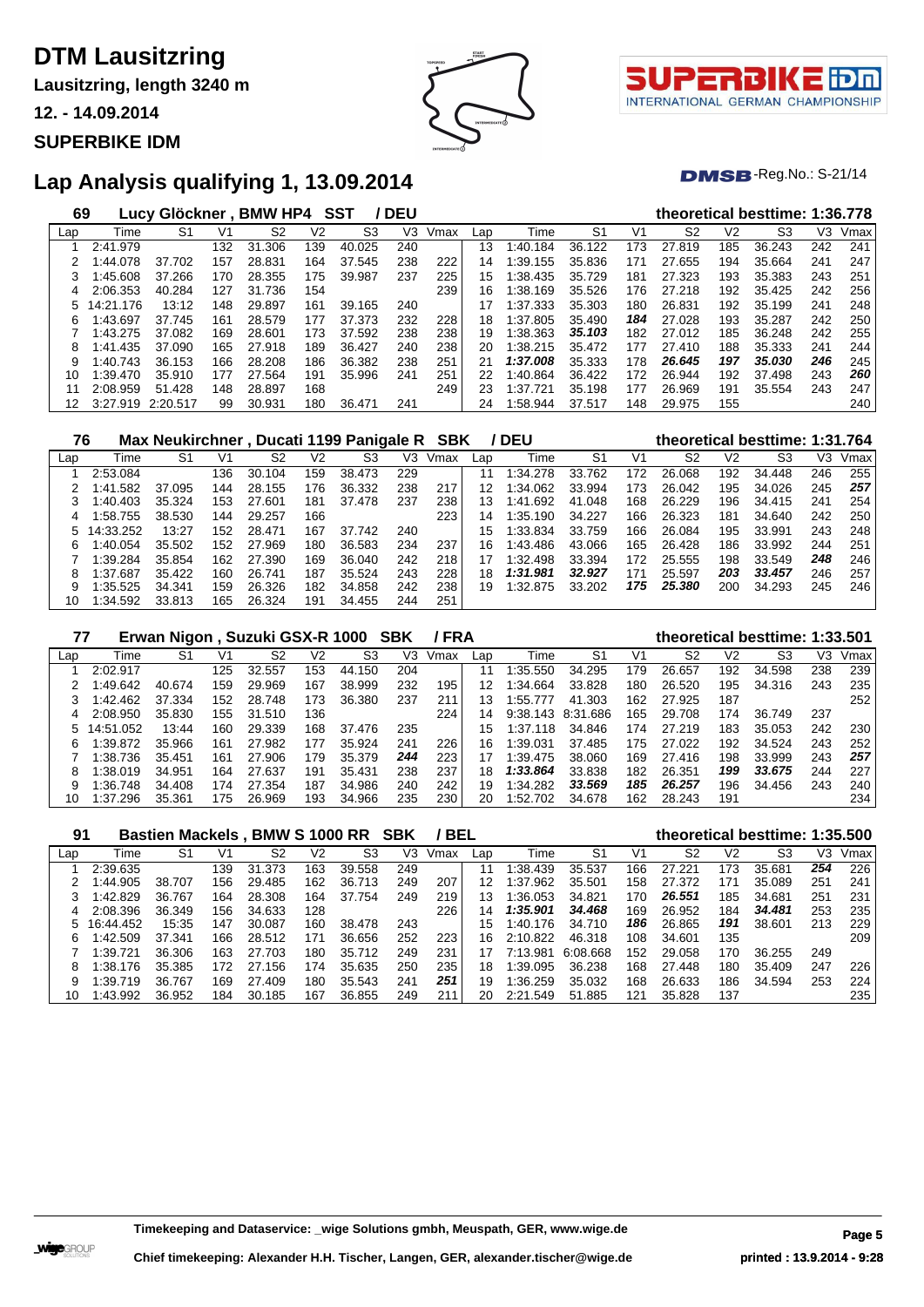# DTM Lausitzring

**Lausitzring, length 3240 m**

**12. - 14.09.2014**

**SUPERBIKE IDM**

## Lap Analysis qualifying 1, 13.09.2014

-Reg.No.: S-21/14

### 69 Lucy Glöckner , BMW HP4 SST / DEU — theoretical besttime: 1:36.778

| Lap | Time | S1 | V1 | S2 | V2 | S3 | V3 | Vmax | Lap | Time | S1 | V1 | S2 | V2 | S3 | V3 | Vmax |
|---|---|---|---|---|---|---|---|---|---|---|---|---|---|---|---|---|---|
| 1 | 2:41.979 | | 132 | 31.306 | 139 | 40.025 | 240 | | 13 | 1:40.184 | 36.122 | 173 | 27.819 | 185 | 36.243 | 242 | 241 |
| 2 | 1:44.078 | 37.702 | 157 | 28.831 | 164 | 37.545 | 238 | 222 | 14 | 1:39.155 | 35.836 | 171 | 27.655 | 194 | 35.664 | 241 | 247 |
| 3 | 1:45.608 | 37.266 | 170 | 28.355 | 175 | 39.987 | 237 | 225 | 15 | 1:38.435 | 35.729 | 181 | 27.323 | 193 | 35.383 | 243 | 251 |
| 4 | 2:06.353 | 40.284 | 127 | 31.736 | 154 | | | 239 | 16 | 1:38.169 | 35.526 | 176 | 27.218 | 192 | 35.425 | 242 | 256 |
| 5 | 14:21.176 | 13:12 | 148 | 29.897 | 161 | 39.165 | 240 | | 17 | 1:37.333 | 35.303 | 180 | 26.831 | 192 | 35.199 | 241 | 248 |
| 6 | 1:43.697 | 37.745 | 161 | 28.579 | 177 | 37.373 | 232 | 228 | 18 | 1:37.805 | 35.490 | ***184*** | 27.028 | 193 | 35.287 | 242 | 250 |
| 7 | 1:43.275 | 37.082 | 169 | 28.601 | 173 | 37.592 | 238 | 238 | 19 | 1:38.363 | ***35.103*** | 182 | 27.012 | 185 | 36.248 | 242 | 255 |
| 8 | 1:41.435 | 37.090 | 165 | 27.918 | 189 | 36.427 | 240 | 238 | 20 | 1:38.215 | 35.472 | 177 | 27.410 | 188 | 35.333 | 241 | 244 |
| 9 | 1:40.743 | 36.153 | 166 | 28.208 | 186 | 36.382 | 238 | 251 | 21 | ***1:37.008*** | 35.333 | 178 | ***26.645*** | ***197*** | ***35.030*** | ***246*** | 245 |
| 10 | 1:39.470 | 35.910 | 177 | 27.564 | 191 | 35.996 | 241 | 251 | 22 | 1:40.864 | 36.422 | 172 | 26.944 | 192 | 37.498 | 243 | ***260*** |
| 11 | 2:08.959 | 51.428 | 148 | 28.897 | 168 | | | 249 | 23 | 1:37.721 | 35.198 | 177 | 26.969 | 191 | 35.554 | 243 | 247 |
| 12 | 3:27.919 | 2:20.517 | 99 | 30.931 | 180 | 36.471 | 241 | | 24 | 1:58.944 | 37.517 | 148 | 29.975 | 155 | | | 240 |

### 76 Max Neukirchner , Ducati 1199 Panigale R SBK / DEU — theoretical besttime: 1:31.764

| Lap | Time | S1 | V1 | S2 | V2 | S3 | V3 | Vmax | Lap | Time | S1 | V1 | S2 | V2 | S3 | V3 | Vmax |
|---|---|---|---|---|---|---|---|---|---|---|---|---|---|---|---|---|---|
| 1 | 2:53.084 | | 136 | 30.104 | 159 | 38.473 | 229 | | 11 | 1:34.278 | 33.762 | 172 | 26.068 | 192 | 34.448 | 246 | 255 |
| 2 | 1:41.582 | 37.095 | 144 | 28.155 | 176 | 36.332 | 238 | 217 | 12 | 1:34.062 | 33.994 | 173 | 26.042 | 195 | 34.026 | 245 | ***257*** |
| 3 | 1:40.403 | 35.324 | 153 | 27.601 | 181 | 37.478 | 237 | 238 | 13 | 1:41.692 | 41.048 | 168 | 26.229 | 196 | 34.415 | 241 | 254 |
| 4 | 1:58.755 | 38.530 | 144 | 29.257 | 166 | | | 223 | 14 | 1:35.190 | 34.227 | 166 | 26.323 | 181 | 34.640 | 242 | 250 |
| 5 | 14:33.252 | 13:27 | 152 | 28.471 | 167 | 37.742 | 240 | | 15 | 1:33.834 | 33.759 | 166 | 26.084 | 195 | 33.991 | 243 | 248 |
| 6 | 1:40.054 | 35.502 | 152 | 27.969 | 180 | 36.583 | 234 | 237 | 16 | 1:43.486 | 43.066 | 165 | 26.428 | 186 | 33.992 | 244 | 251 |
| 7 | 1:39.284 | 35.854 | 162 | 27.390 | 169 | 36.040 | 242 | 218 | 17 | 1:32.498 | 33.394 | 172 | 25.555 | 198 | 33.549 | ***248*** | 246 |
| 8 | 1:37.687 | 35.422 | 160 | 26.741 | 187 | 35.524 | 243 | 228 | 18 | ***1:31.981*** | ***32.927*** | 171 | 25.597 | ***203*** | ***33.457*** | 246 | 257 |
| 9 | 1:35.525 | 34.341 | 159 | 26.326 | 182 | 34.858 | 242 | 238 | 19 | 1:32.875 | 33.202 | ***175*** | ***25.380*** | 200 | 34.293 | 245 | 246 |
| 10 | 1:34.592 | 33.813 | 165 | 26.324 | 191 | 34.455 | 244 | 251 | | | | | | | | | |

### 77 Erwan Nigon , Suzuki GSX-R 1000 SBK / FRA — theoretical besttime: 1:33.501

| Lap | Time | S1 | V1 | S2 | V2 | S3 | V3 | Vmax | Lap | Time | S1 | V1 | S2 | V2 | S3 | V3 | Vmax |
|---|---|---|---|---|---|---|---|---|---|---|---|---|---|---|---|---|---|
| 1 | 2:02.917 | | 125 | 32.557 | 153 | 44.150 | 204 | | 11 | 1:35.550 | 34.295 | 179 | 26.657 | 192 | 34.598 | 238 | 239 |
| 2 | 1:49.642 | 40.674 | 159 | 29.969 | 167 | 38.999 | 232 | 195 | 12 | 1:34.664 | 33.828 | 180 | 26.520 | 195 | 34.316 | 243 | 235 |
| 3 | 1:42.462 | 37.334 | 152 | 28.748 | 173 | 36.380 | 237 | 211 | 13 | 1:55.777 | 41.303 | 162 | 27.925 | 187 | | | 252 |
| 4 | 2:08.950 | 35.830 | 155 | 31.510 | 136 | | | 224 | 14 | 9:38.143 | 8:31.686 | 165 | 29.708 | 174 | 36.749 | 237 | |
| 5 | 14:51.052 | 13:44 | 160 | 29.339 | 168 | 37.476 | 235 | | 15 | 1:37.118 | 34.846 | 174 | 27.219 | 183 | 35.053 | 242 | 230 |
| 6 | 1:39.872 | 35.966 | 161 | 27.982 | 177 | 35.924 | 241 | 226 | 16 | 1:39.031 | 37.485 | 175 | 27.022 | 192 | 34.524 | 243 | 252 |
| 7 | 1:38.736 | 35.451 | 161 | 27.906 | 179 | 35.379 | ***244*** | 223 | 17 | 1:39.475 | 38.060 | 169 | 27.416 | 198 | 33.999 | 243 | ***257*** |
| 8 | 1:38.019 | 34.951 | 164 | 27.637 | 191 | 35.431 | 238 | 237 | 18 | ***1:33.864*** | 33.838 | 182 | 26.351 | ***199*** | ***33.675*** | 244 | 227 |
| 9 | 1:36.748 | 34.408 | 174 | 27.354 | 187 | 34.986 | 240 | 242 | 19 | 1:34.282 | ***33.569*** | ***185*** | ***26.257*** | 196 | 34.456 | 243 | 240 |
| 10 | 1:37.296 | 35.361 | 175 | 26.969 | 193 | 34.966 | 235 | 230 | 20 | 1:52.702 | 34.678 | 162 | 28.243 | 191 | | | 234 |

### 91 Bastien Mackels , BMW S 1000 RR SBK / BEL — theoretical besttime: 1:35.500

| Lap | Time | S1 | V1 | S2 | V2 | S3 | V3 | Vmax | Lap | Time | S1 | V1 | S2 | V2 | S3 | V3 | Vmax |
|---|---|---|---|---|---|---|---|---|---|---|---|---|---|---|---|---|---|
| 1 | 2:39.635 | | 139 | 31.373 | 163 | 39.558 | 249 | | 11 | 1:38.439 | 35.537 | 166 | 27.221 | 173 | 35.681 | ***254*** | 226 |
| 2 | 1:44.905 | 38.707 | 156 | 29.485 | 162 | 36.713 | 249 | 207 | 12 | 1:37.962 | 35.501 | 158 | 27.372 | 171 | 35.089 | 251 | 241 |
| 3 | 1:42.829 | 36.767 | 164 | 28.308 | 164 | 37.754 | 249 | 219 | 13 | 1:36.053 | 34.821 | 170 | ***26.551*** | 185 | 34.681 | 251 | 231 |
| 4 | 2:08.396 | 36.349 | 156 | 34.633 | 128 | | | 226 | 14 | ***1:35.901*** | ***34.468*** | 169 | 26.952 | 184 | ***34.481*** | 253 | 235 |
| 5 | 16:44.452 | 15:35 | 147 | 30.087 | 160 | 38.478 | 243 | | 15 | 1:40.176 | 34.710 | ***186*** | 26.865 | ***191*** | 38.601 | 213 | 229 |
| 6 | 1:42.509 | 37.341 | 166 | 28.512 | 171 | 36.656 | 252 | 223 | 16 | 2:10.822 | 46.318 | 108 | 34.601 | 135 | | | 209 |
| 7 | 1:39.721 | 36.306 | 163 | 27.703 | 180 | 35.712 | 249 | 231 | 17 | 7:13.981 | 6:08.668 | 152 | 29.058 | 170 | 36.255 | 249 | |
| 8 | 1:38.176 | 35.385 | 172 | 27.156 | 174 | 35.635 | 250 | 235 | 18 | 1:39.095 | 36.238 | 168 | 27.448 | 180 | 35.409 | 247 | 226 |
| 9 | 1:39.719 | 36.767 | 169 | 27.409 | 180 | 35.543 | 241 | ***251*** | 19 | 1:36.259 | 35.032 | 168 | 26.633 | 186 | 34.594 | 253 | 224 |
| 10 | 1:43.992 | 36.952 | 184 | 30.185 | 167 | 36.855 | 249 | 211 | 20 | 2:21.549 | 51.885 | 121 | 35.828 | 137 | | | 235 |

**Timekeeping and Dataservice: _wige Solutions gmbh, Meuspath, GER, www.wige.de**

**Chief timekeeping: Alexander H.H. Tischer, Langen, GER, alexander.tischer@wige.de**

**printed : 13.9.2014 - 9:28**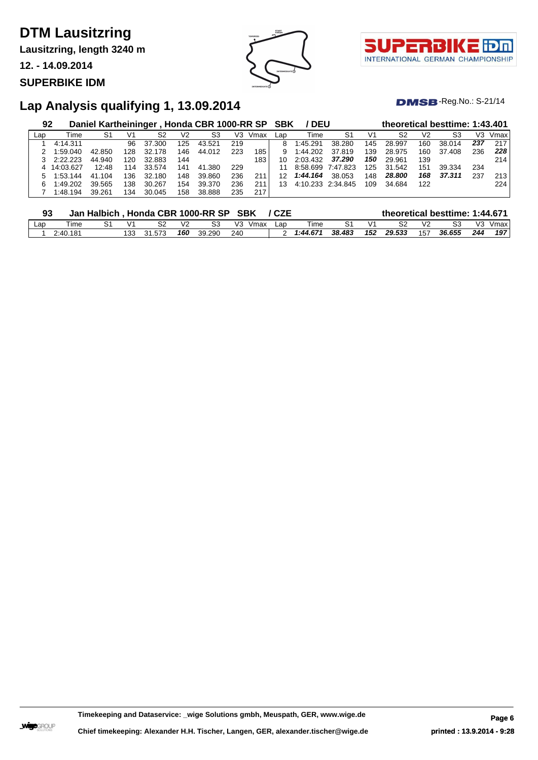# DTM Lausitzring

**Lausitzring, length 3240 m**

**12. - 14.09.2014**

**SUPERBIKE IDM**

## Lap Analysis qualifying 1, 13.09.2014

DMSB-Reg.No.: S-21/14

### 92 Daniel Kartheininger , Honda CBR 1000-RR SP SBK / DEU — theoretical besttime: 1:43.401

| Lap | Time | S1 | V1 | S2 | V2 | S3 | V3 | Vmax | Lap | Time | S1 | V1 | S2 | V2 | S3 | V3 | Vmax |
|---|---|---|---|---|---|---|---|---|---|---|---|---|---|---|---|---|---|
| 1 | 4:14.311 | | 96 | 37.300 | 125 | 43.521 | 219 | | 8 | 1:45.291 | 38.280 | 145 | 28.997 | 160 | 38.014 | ***237*** | 217 |
| 2 | 1:59.040 | 42.850 | 128 | 32.178 | 146 | 44.012 | 223 | 185 | 9 | 1:44.202 | 37.819 | 139 | 28.975 | 160 | 37.408 | 236 | ***228*** |
| 3 | 2:22.223 | 44.940 | 120 | 32.883 | 144 | | | 183 | 10 | 2:03.432 | ***37.290*** | ***150*** | 29.961 | 139 | | | 214 |
| 4 | 14:03.627 | 12:48 | 114 | 33.574 | 141 | 41.380 | 229 | | 11 | 8:58.699 | 7:47.823 | 125 | 31.542 | 151 | 39.334 | 234 | |
| 5 | 1:53.144 | 41.104 | 136 | 32.180 | 148 | 39.860 | 236 | 211 | 12 | ***1:44.164*** | 38.053 | 148 | ***28.800*** | ***168*** | ***37.311*** | 237 | 213 |
| 6 | 1:49.202 | 39.565 | 138 | 30.267 | 154 | 39.370 | 236 | 211 | 13 | 4:10.233 | 2:34.845 | 109 | 34.684 | 122 | | | 224 |
| 7 | 1:48.194 | 39.261 | 134 | 30.045 | 158 | 38.888 | 235 | 217 | | | | | | | | | |

### 93 Jan Halbich , Honda CBR 1000-RR SP SBK / CZE — theoretical besttime: 1:44.671

| Lap | Time | S1 | V1 | S2 | V2 | S3 | V3 | Vmax | Lap | Time | S1 | V1 | S2 | V2 | S3 | V3 | Vmax |
|---|---|---|---|---|---|---|---|---|---|---|---|---|---|---|---|---|---|
| 1 | 2:40.181 | | 133 | 31.573 | ***160*** | 39.290 | 240 | | 2 | ***1:44.671*** | ***38.483*** | ***152*** | ***29.533*** | 157 | ***36.655*** | ***244*** | ***197*** |

**Timekeeping and Dataservice: _wige Solutions gmbh, Meuspath, GER, www.wige.de**

**Chief timekeeping: Alexander H.H. Tischer, Langen, GER, alexander.tischer@wige.de**

**printed : 13.9.2014 - 9:28**